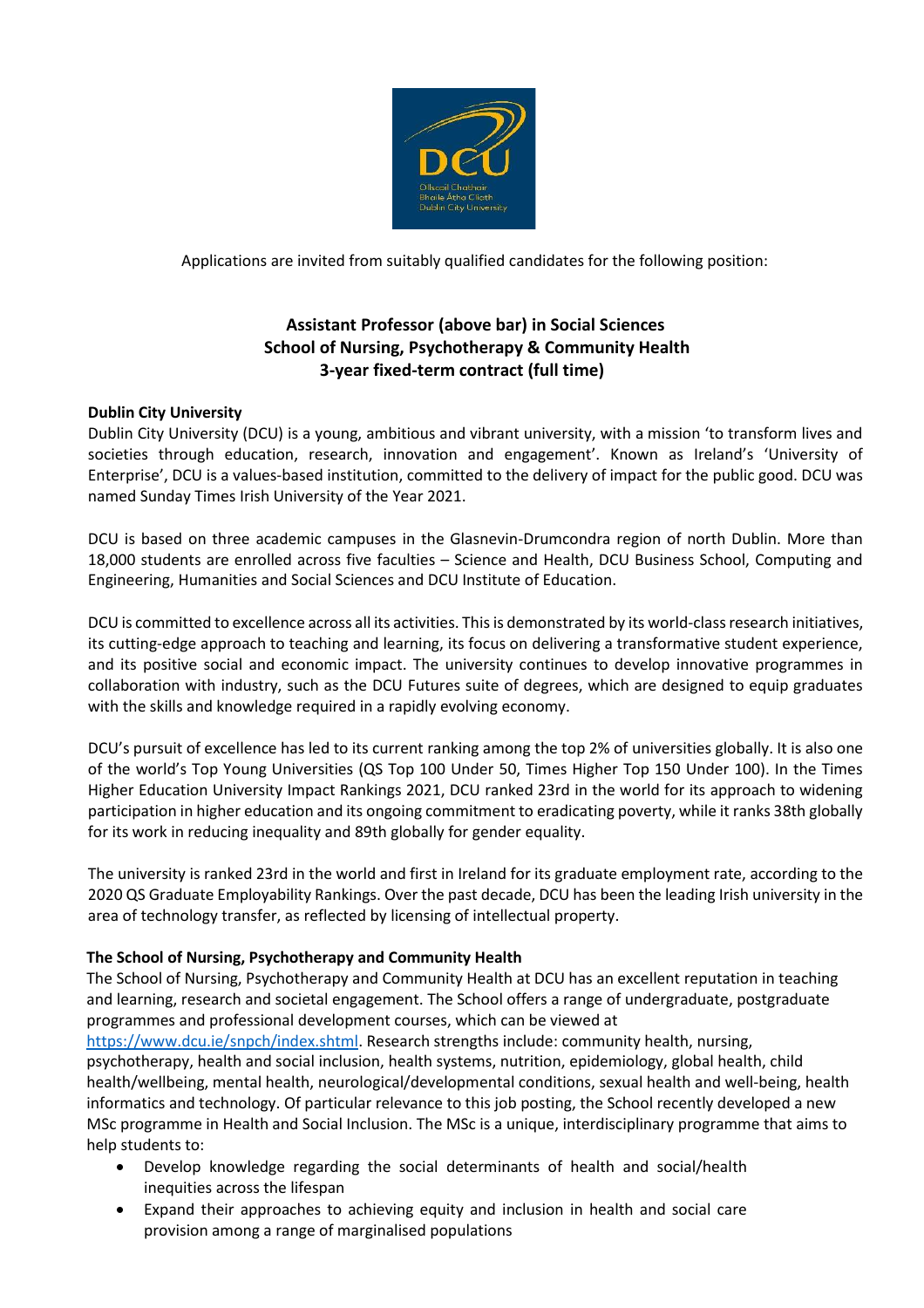Applications are invited from suitably qualified candidates for the following position:

# Assistant Professor (above bar) in Social Sciences
## School of Nursing, Psychotherapy & Community Health
## 3-year fixed-term contract (full time)

**Dublin City University**

Dublin City University (DCU) is a young, ambitious and vibrant university, with a mission 'to transform lives and societies through education, research, innovation and engagement'. Known as Ireland's 'University of Enterprise', DCU is a values-based institution, committed to the delivery of impact for the public good. DCU was named Sunday Times Irish University of the Year 2021.

DCU is based on three academic campuses in the Glasnevin-Drumcondra region of north Dublin. More than 18,000 students are enrolled across five faculties – Science and Health, DCU Business School, Computing and Engineering, Humanities and Social Sciences and DCU Institute of Education.

DCU is committed to excellence across all its activities. This is demonstrated by its world-class research initiatives, its cutting-edge approach to teaching and learning, its focus on delivering a transformative student experience, and its positive social and economic impact. The university continues to develop innovative programmes in collaboration with industry, such as the DCU Futures suite of degrees, which are designed to equip graduates with the skills and knowledge required in a rapidly evolving economy.

DCU's pursuit of excellence has led to its current ranking among the top 2% of universities globally. It is also one of the world's Top Young Universities (QS Top 100 Under 50, Times Higher Top 150 Under 100). In the Times Higher Education University Impact Rankings 2021, DCU ranked 23rd in the world for its approach to widening participation in higher education and its ongoing commitment to eradicating poverty, while it ranks 38th globally for its work in reducing inequality and 89th globally for gender equality.

The university is ranked 23rd in the world and first in Ireland for its graduate employment rate, according to the 2020 QS Graduate Employability Rankings. Over the past decade, DCU has been the leading Irish university in the area of technology transfer, as reflected by licensing of intellectual property.

**The School of Nursing, Psychotherapy and Community Health**

The School of Nursing, Psychotherapy and Community Health at DCU has an excellent reputation in teaching and learning, research and societal engagement. The School offers a range of undergraduate, postgraduate programmes and professional development courses, which can be viewed at https://www.dcu.ie/snpch/index.shtml. Research strengths include: community health, nursing, psychotherapy, health and social inclusion, health systems, nutrition, epidemiology, global health, child health/wellbeing, mental health, neurological/developmental conditions, sexual health and well-being, health informatics and technology. Of particular relevance to this job posting, the School recently developed a new MSc programme in Health and Social Inclusion. The MSc is a unique, interdisciplinary programme that aims to help students to:

- Develop knowledge regarding the social determinants of health and social/health inequities across the lifespan
- Expand their approaches to achieving equity and inclusion in health and social care provision among a range of marginalised populations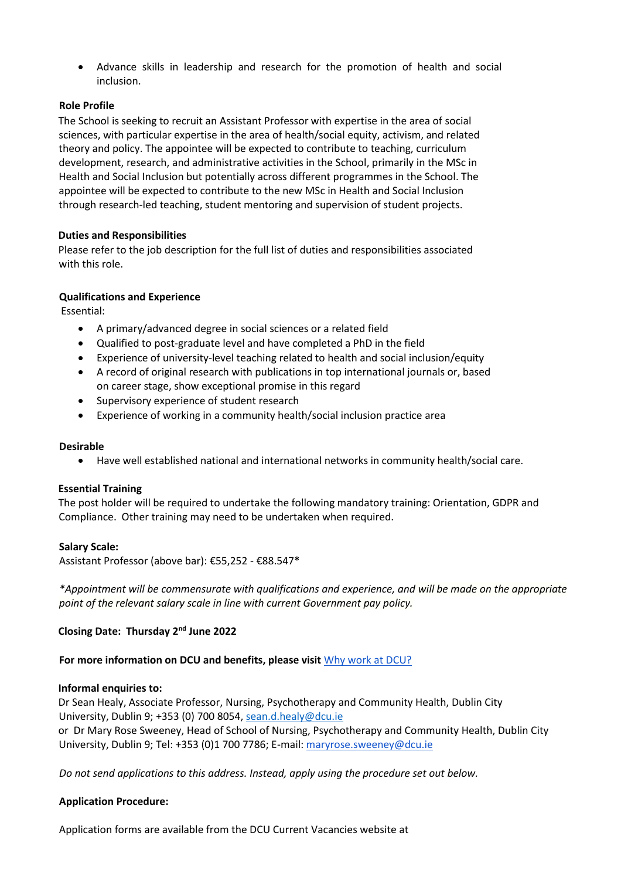- Advance skills in leadership and research for the promotion of health and social inclusion.

**Role Profile**

The School is seeking to recruit an Assistant Professor with expertise in the area of social sciences, with particular expertise in the area of health/social equity, activism, and related theory and policy. The appointee will be expected to contribute to teaching, curriculum development, research, and administrative activities in the School, primarily in the MSc in Health and Social Inclusion but potentially across different programmes in the School. The appointee will be expected to contribute to the new MSc in Health and Social Inclusion through research-led teaching, student mentoring and supervision of student projects.

**Duties and Responsibilities**

Please refer to the job description for the full list of duties and responsibilities associated with this role.

**Qualifications and Experience**

Essential:

- A primary/advanced degree in social sciences or a related field
- Qualified to post-graduate level and have completed a PhD in the field
- Experience of university-level teaching related to health and social inclusion/equity
- A record of original research with publications in top international journals or, based on career stage, show exceptional promise in this regard
- Supervisory experience of student research
- Experience of working in a community health/social inclusion practice area

**Desirable**

- Have well established national and international networks in community health/social care.

**Essential Training**

The post holder will be required to undertake the following mandatory training: Orientation, GDPR and Compliance. Other training may need to be undertaken when required.

**Salary Scale:**

Assistant Professor (above bar): €55,252 - €88.547*

*\*Appointment will be commensurate with qualifications and experience, and will be made on the appropriate point of the relevant salary scale in line with current Government pay policy.*

**Closing Date: Thursday 2nd June 2022**

**For more information on DCU and benefits, please visit** [Why work at DCU?]

**Informal enquiries to:**

Dr Sean Healy, Associate Professor, Nursing, Psychotherapy and Community Health, Dublin City University, Dublin 9; +353 (0) 700 8054, sean.d.healy@dcu.ie

or Dr Mary Rose Sweeney, Head of School of Nursing, Psychotherapy and Community Health, Dublin City University, Dublin 9; Tel: +353 (0)1 700 7786; E-mail: maryrose.sweeney@dcu.ie

*Do not send applications to this address. Instead, apply using the procedure set out below.*

**Application Procedure:**

Application forms are available from the DCU Current Vacancies website at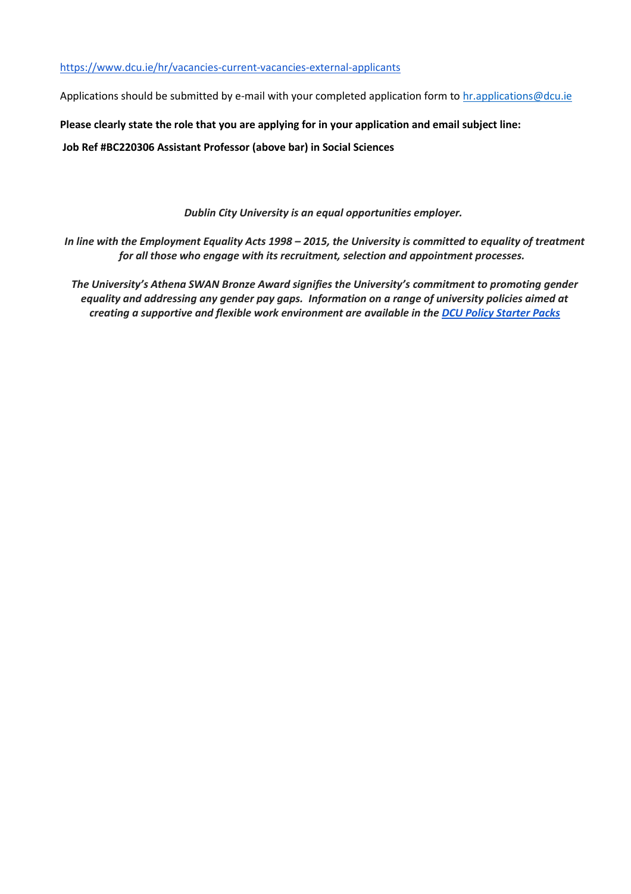https://www.dcu.ie/hr/vacancies-current-vacancies-external-applicants

Applications should be submitted by e-mail with your completed application form to hr.applications@dcu.ie

**Please clearly state the role that you are applying for in your application and email subject line:**

**Job Ref #BC220306 Assistant Professor (above bar) in Social Sciences**

***Dublin City University is an equal opportunities employer.***

***In line with the Employment Equality Acts 1998 – 2015, the University is committed to equality of treatment for all those who engage with its recruitment, selection and appointment processes.***

***The University's Athena SWAN Bronze Award signifies the University's commitment to promoting gender equality and addressing any gender pay gaps. Information on a range of university policies aimed at creating a supportive and flexible work environment are available in the DCU Policy Starter Packs***